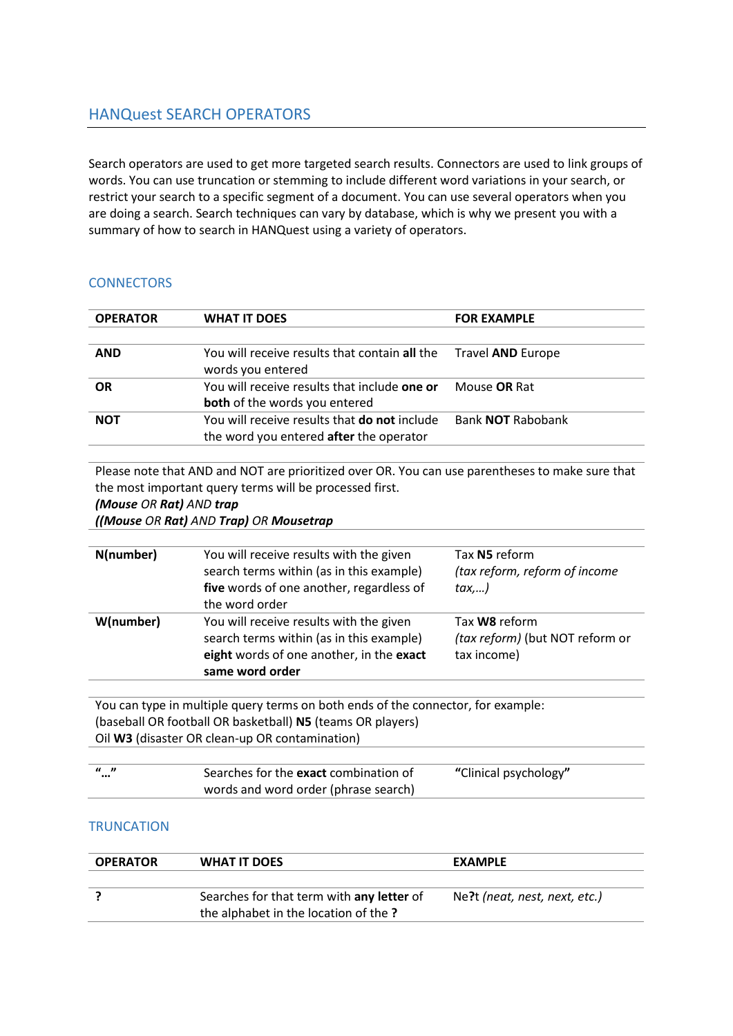## HANQuest SEARCH OPERATORS

Search operators are used to get more targeted search results. Connectors are used to link groups of words. You can use truncation or stemming to include different word variations in your search, or restrict your search to a specific segment of a document. You can use several operators when you are doing a search. Search techniques can vary by database, which is why we present you with a summary of how to search in HANQuest using a variety of operators.

### CONNECTORS

| OPERATOR | WHAT IT DOES | FOR EXAMPLE |
|---|---|---|
| **AND** | You will receive results that contain **all** the words you entered | Travel **AND** Europe |
| **OR** | You will receive results that include **one or both** of the words you entered | Mouse **OR** Rat |
| **NOT** | You will receive results that **do not** include the word you entered **after** the operator | Bank **NOT** Rabobank |

Please note that AND and NOT are prioritized over OR. You can use parentheses to make sure that the most important query terms will be processed first.
***(Mouse** OR **Rat)** AND **trap***
***((Mouse** OR **Rat)** AND **Trap)** OR **Mousetrap***

| OPERATOR | WHAT IT DOES | FOR EXAMPLE |
|---|---|---|
| **N(number)** | You will receive results with the given search terms within (as in this example) **five** words of one another, regardless of the word order | Tax **N5** reform *(tax reform, reform of income tax,…)* |
| **W(number)** | You will receive results with the given search terms within (as in this example) **eight** words of one another, in the **exact same word order** | Tax **W8** reform *(tax reform)* (but NOT reform or tax income) |

You can type in multiple query terms on both ends of the connector, for example:
(baseball OR football OR basketball) **N5** (teams OR players)
Oil **W3** (disaster OR clean-up OR contamination)

| OPERATOR | WHAT IT DOES | FOR EXAMPLE |
|---|---|---|
| **"…"** | Searches for the **exact** combination of words and word order (phrase search) | **"**Clinical psychology**"** |

### TRUNCATION

| OPERATOR | WHAT IT DOES | EXAMPLE |
|---|---|---|
| **?** | Searches for that term with **any letter** of the alphabet in the location of the **?** | Ne**?**t *(neat, nest, next, etc.)* |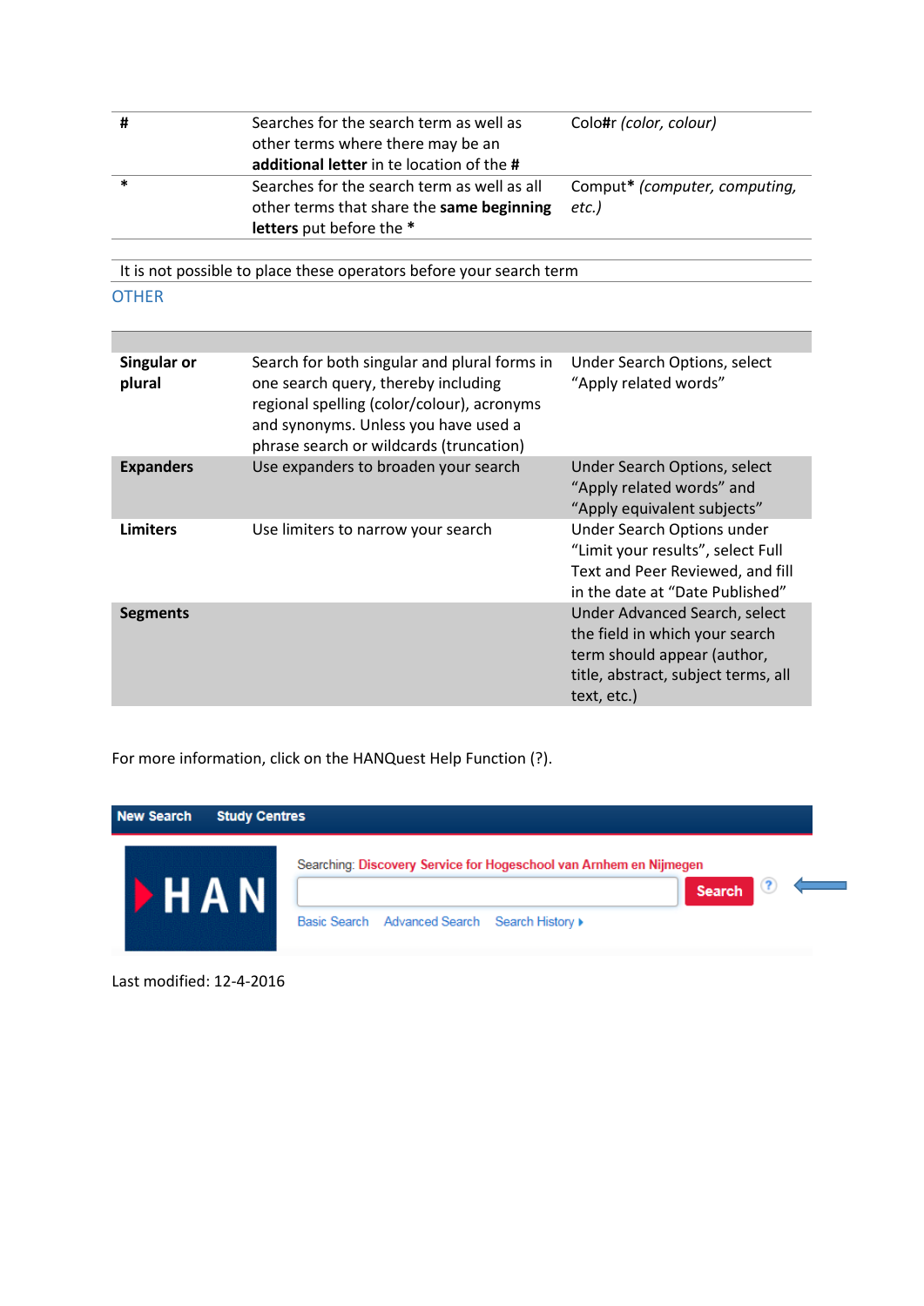| | | |
|---|---|---|
| **#** | Searches for the search term as well as other terms where there may be an **additional letter** in te location of the **#** | Colo**#**r *(color, colour)* |
| **\*** | Searches for the search term as well as all other terms that share the **same beginning letters** put before the **\*** | Comput\* *(computer, computing, etc.)* |

It is not possible to place these operators before your search term

## OTHER

| | | |
|---|---|---|
| **Singular or plural** | Search for both singular and plural forms in one search query, thereby including regional spelling (color/colour), acronyms and synonyms. Unless you have used a phrase search or wildcards (truncation) | Under Search Options, select "Apply related words" |
| **Expanders** | Use expanders to broaden your search | Under Search Options, select "Apply related words" and "Apply equivalent subjects" |
| **Limiters** | Use limiters to narrow your search | Under Search Options under "Limit your results", select Full Text and Peer Reviewed, and fill in the date at "Date Published" |
| **Segments** | | Under Advanced Search, select the field in which your search term should appear (author, title, abstract, subject terms, all text, etc.) |

For more information, click on the HANQuest Help Function (?).

New Search Study Centres

HAN

Searching: Discovery Service for Hogeschool van Arnhem en Nijmegen

Search ?

Basic Search Advanced Search Search History

Last modified: 12-4-2016